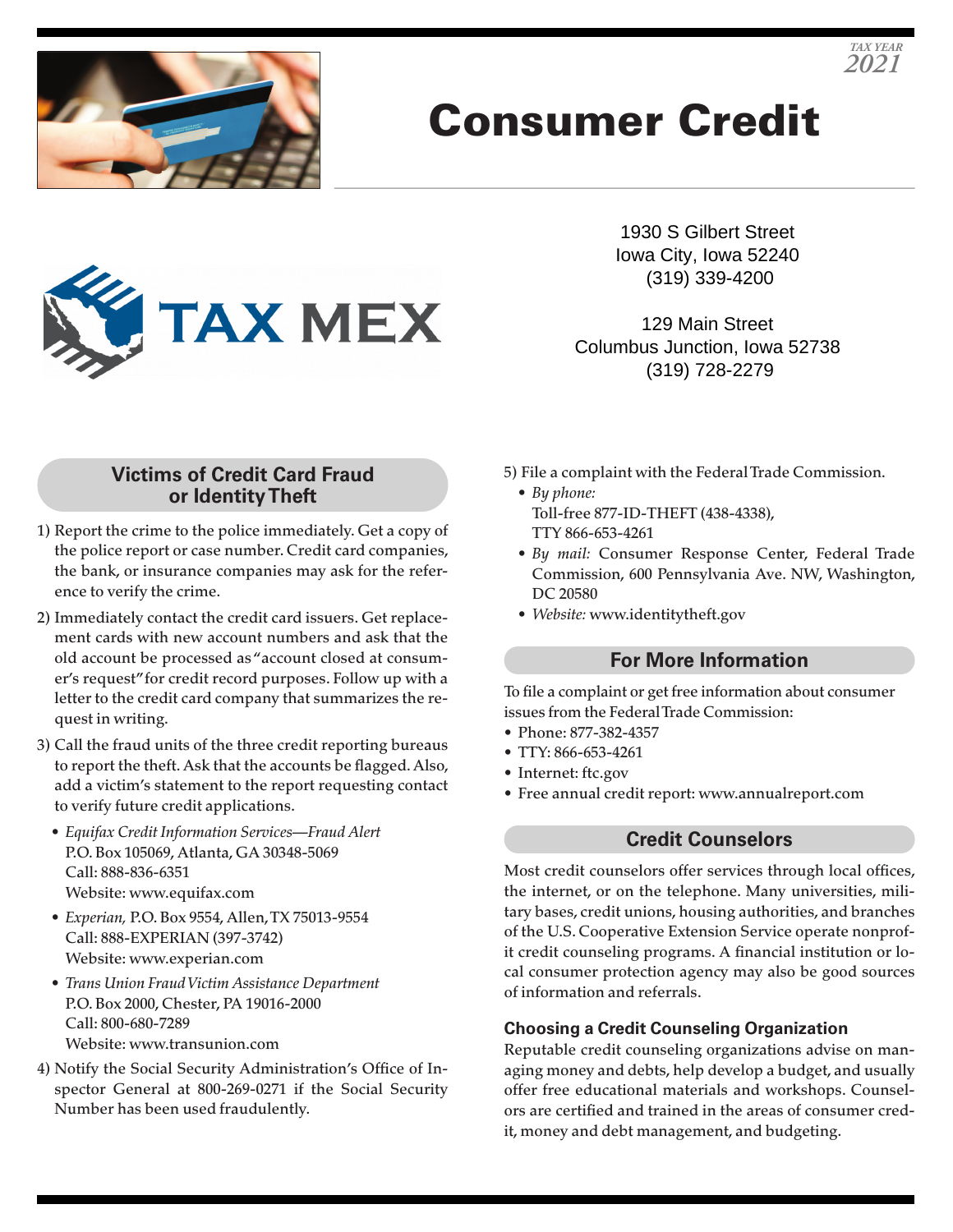TAX YEAR
2021

# Consumer Credit

TAX MEX

1930 S Gilbert Street
Iowa City, Iowa 52240
(319) 339-4200

129 Main Street
Columbus Junction, Iowa 52738
(319) 728-2279

## Victims of Credit Card Fraud or Identity Theft

1) Report the crime to the police immediately. Get a copy of the police report or case number. Credit card companies, the bank, or insurance companies may ask for the reference to verify the crime.
2) Immediately contact the credit card issuers. Get replacement cards with new account numbers and ask that the old account be processed as "account closed at consumer's request" for credit record purposes. Follow up with a letter to the credit card company that summarizes the request in writing.
3) Call the fraud units of the three credit reporting bureaus to report the theft. Ask that the accounts be flagged. Also, add a victim's statement to the report requesting contact to verify future credit applications.
   - *Equifax Credit Information Services—Fraud Alert*
     P.O. Box 105069, Atlanta, GA 30348-5069
     Call: 888-836-6351
     Website: www.equifax.com
   - *Experian,* P.O. Box 9554, Allen, TX 75013-9554
     Call: 888-EXPERIAN (397-3742)
     Website: www.experian.com
   - *Trans Union Fraud Victim Assistance Department*
     P.O. Box 2000, Chester, PA 19016-2000
     Call: 800-680-7289
     Website: www.transunion.com
4) Notify the Social Security Administration's Office of Inspector General at 800-269-0271 if the Social Security Number has been used fraudulently.
5) File a complaint with the Federal Trade Commission.
   - *By phone:*
     Toll-free 877-ID-THEFT (438-4338),
     TTY 866-653-4261
   - *By mail:* Consumer Response Center, Federal Trade Commission, 600 Pennsylvania Ave. NW, Washington, DC 20580
   - *Website:* www.identitytheft.gov

## For More Information

To file a complaint or get free information about consumer issues from the Federal Trade Commission:

- Phone: 877-382-4357
- TTY: 866-653-4261
- Internet: ftc.gov
- Free annual credit report: www.annualreport.com

## Credit Counselors

Most credit counselors offer services through local offices, the internet, or on the telephone. Many universities, military bases, credit unions, housing authorities, and branches of the U.S. Cooperative Extension Service operate nonprofit credit counseling programs. A financial institution or local consumer protection agency may also be good sources of information and referrals.

### Choosing a Credit Counseling Organization

Reputable credit counseling organizations advise on managing money and debts, help develop a budget, and usually offer free educational materials and workshops. Counselors are certified and trained in the areas of consumer credit, money and debt management, and budgeting.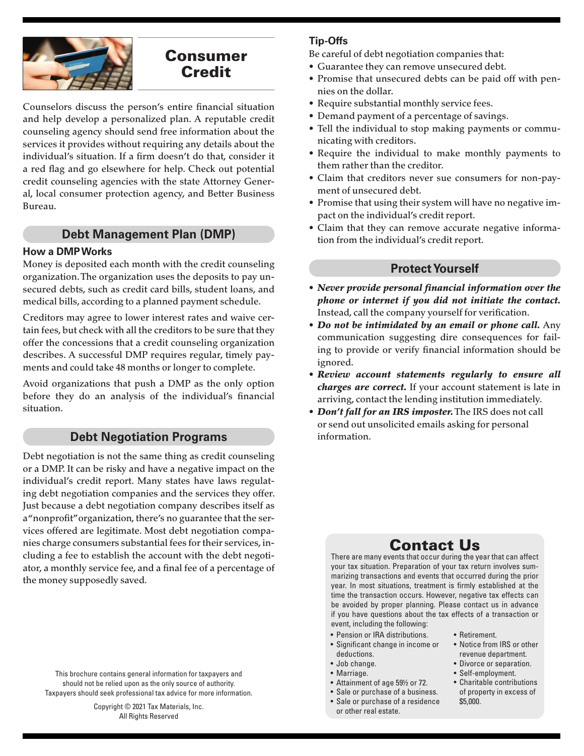# Consumer Credit

Counselors discuss the person's entire financial situation and help develop a personalized plan. A reputable credit counseling agency should send free information about the services it provides without requiring any details about the individual's situation. If a firm doesn't do that, consider it a red flag and go elsewhere for help. Check out potential credit counseling agencies with the state Attorney General, local consumer protection agency, and Better Business Bureau.

## Debt Management Plan (DMP)

### How a DMP Works

Money is deposited each month with the credit counseling organization. The organization uses the deposits to pay unsecured debts, such as credit card bills, student loans, and medical bills, according to a planned payment schedule.

Creditors may agree to lower interest rates and waive certain fees, but check with all the creditors to be sure that they offer the concessions that a credit counseling organization describes. A successful DMP requires regular, timely payments and could take 48 months or longer to complete.

Avoid organizations that push a DMP as the only option before they do an analysis of the individual's financial situation.

## Debt Negotiation Programs

Debt negotiation is not the same thing as credit counseling or a DMP. It can be risky and have a negative impact on the individual's credit report. Many states have laws regulating debt negotiation companies and the services they offer. Just because a debt negotiation company describes itself as a "nonprofit" organization, there's no guarantee that the services offered are legitimate. Most debt negotiation companies charge consumers substantial fees for their services, including a fee to establish the account with the debt negotiator, a monthly service fee, and a final fee of a percentage of the money supposedly saved.

### Tip-Offs

Be careful of debt negotiation companies that:

- Guarantee they can remove unsecured debt.
- Promise that unsecured debts can be paid off with pennies on the dollar.
- Require substantial monthly service fees.
- Demand payment of a percentage of savings.
- Tell the individual to stop making payments or communicating with creditors.
- Require the individual to make monthly payments to them rather than the creditor.
- Claim that creditors never sue consumers for non-payment of unsecured debt.
- Promise that using their system will have no negative impact on the individual's credit report.
- Claim that they can remove accurate negative information from the individual's credit report.

## Protect Yourself

- ***Never provide personal financial information over the phone or internet if you did not initiate the contact.*** Instead, call the company yourself for verification.
- ***Do not be intimidated by an email or phone call.*** Any communication suggesting dire consequences for failing to provide or verify financial information should be ignored.
- ***Review account statements regularly to ensure all charges are correct.*** If your account statement is late in arriving, contact the lending institution immediately.
- ***Don't fall for an IRS imposter.*** The IRS does not call or send out unsolicited emails asking for personal information.

This brochure contains general information for taxpayers and should not be relied upon as the only source of authority. Taxpayers should seek professional tax advice for more information.

Copyright © 2021 Tax Materials, Inc.
All Rights Reserved

## Contact Us

There are many events that occur during the year that can affect your tax situation. Preparation of your tax return involves summarizing transactions and events that occurred during the prior year. In most situations, treatment is firmly established at the time the transaction occurs. However, negative tax effects can be avoided by proper planning. Please contact us in advance if you have questions about the tax effects of a transaction or event, including the following:

- Pension or IRA distributions.
- Significant change in income or deductions.
- Job change.
- Marriage.
- Attainment of age 59½ or 72.
- Sale or purchase of a business.
- Sale or purchase of a residence or other real estate.
- Retirement.
- Notice from IRS or other revenue department.
- Divorce or separation.
- Self-employment.
- Charitable contributions of property in excess of $5,000.